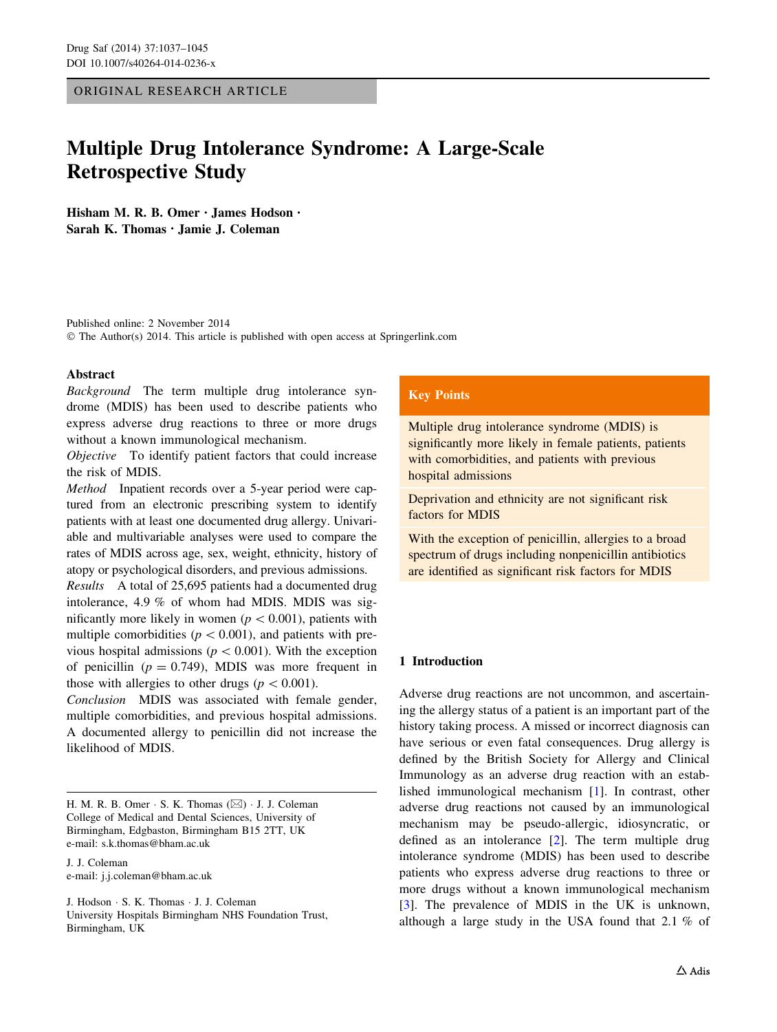ORIGINAL RESEARCH ARTICLE

# Multiple Drug Intolerance Syndrome: A Large-Scale Retrospective Study

**Hisham M. R. B. Omer · James Hodson · Sarah K. Thomas · Jamie J. Coleman**

Published online: 2 November 2014
© The Author(s) 2014. This article is published with open access at Springerlink.com

## Abstract

*Background* The term multiple drug intolerance syndrome (MDIS) has been used to describe patients who express adverse drug reactions to three or more drugs without a known immunological mechanism.

*Objective* To identify patient factors that could increase the risk of MDIS.

*Method* Inpatient records over a 5-year period were captured from an electronic prescribing system to identify patients with at least one documented drug allergy. Univariable and multivariable analyses were used to compare the rates of MDIS across age, sex, weight, ethnicity, history of atopy or psychological disorders, and previous admissions.

*Results* A total of 25,695 patients had a documented drug intolerance, 4.9 % of whom had MDIS. MDIS was significantly more likely in women ($p < 0.001$), patients with multiple comorbidities ($p < 0.001$), and patients with previous hospital admissions ($p < 0.001$). With the exception of penicillin ($p = 0.749$), MDIS was more frequent in those with allergies to other drugs ($p < 0.001$).

*Conclusion* MDIS was associated with female gender, multiple comorbidities, and previous hospital admissions. A documented allergy to penicillin did not increase the likelihood of MDIS.

H. M. R. B. Omer · S. K. Thomas (✉) · J. J. Coleman
College of Medical and Dental Sciences, University of Birmingham, Edgbaston, Birmingham B15 2TT, UK
e-mail: s.k.thomas@bham.ac.uk

J. J. Coleman
e-mail: j.j.coleman@bham.ac.uk

J. Hodson · S. K. Thomas · J. J. Coleman
University Hospitals Birmingham NHS Foundation Trust, Birmingham, UK

**Key Points**

Multiple drug intolerance syndrome (MDIS) is significantly more likely in female patients, patients with comorbidities, and patients with previous hospital admissions

Deprivation and ethnicity are not significant risk factors for MDIS

With the exception of penicillin, allergies to a broad spectrum of drugs including nonpenicillin antibiotics are identified as significant risk factors for MDIS

## 1 Introduction

Adverse drug reactions are not uncommon, and ascertaining the allergy status of a patient is an important part of the history taking process. A missed or incorrect diagnosis can have serious or even fatal consequences. Drug allergy is defined by the British Society for Allergy and Clinical Immunology as an adverse drug reaction with an established immunological mechanism [1]. In contrast, other adverse drug reactions not caused by an immunological mechanism may be pseudo-allergic, idiosyncratic, or defined as an intolerance [2]. The term multiple drug intolerance syndrome (MDIS) has been used to describe patients who express adverse drug reactions to three or more drugs without a known immunological mechanism [3]. The prevalence of MDIS in the UK is unknown, although a large study in the USA found that 2.1 % of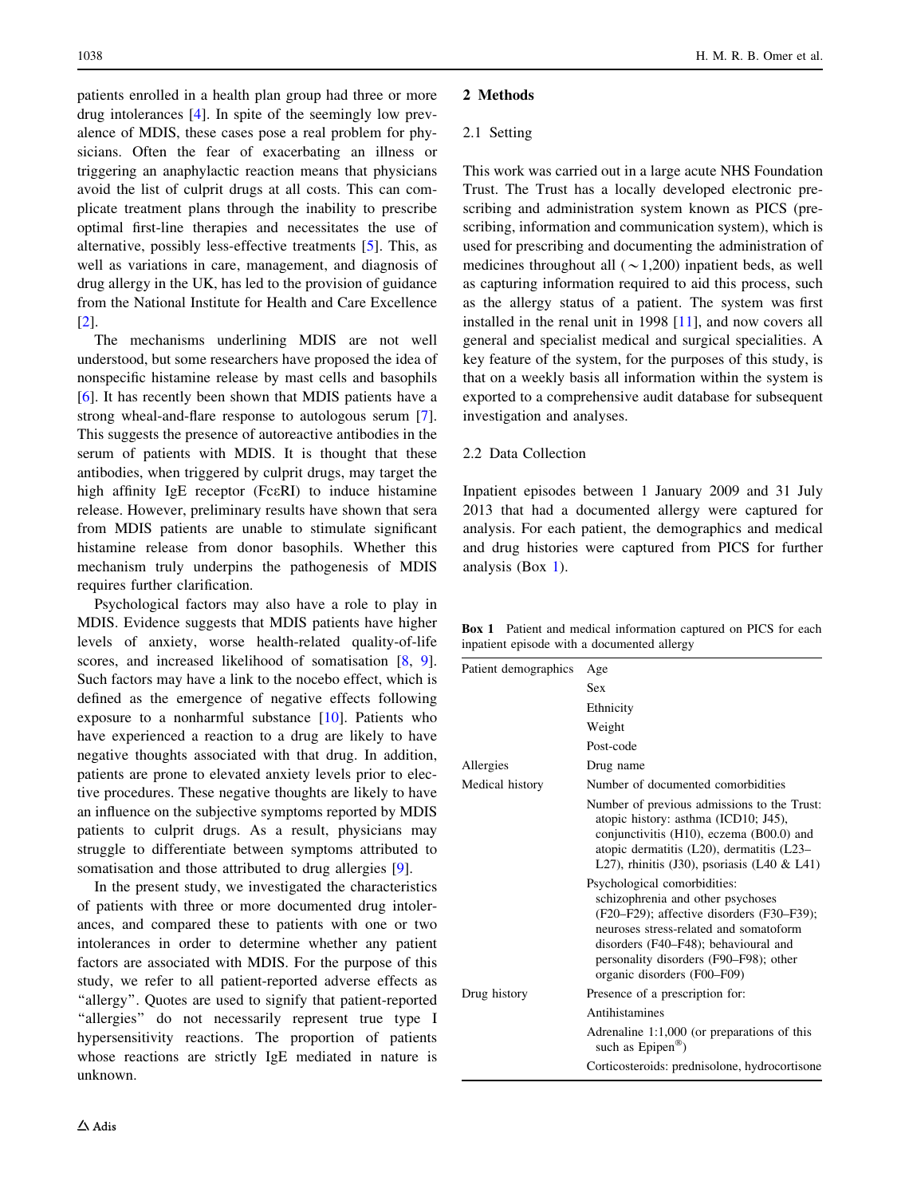patients enrolled in a health plan group had three or more drug intolerances [4]. In spite of the seemingly low prevalence of MDIS, these cases pose a real problem for physicians. Often the fear of exacerbating an illness or triggering an anaphylactic reaction means that physicians avoid the list of culprit drugs at all costs. This can complicate treatment plans through the inability to prescribe optimal first-line therapies and necessitates the use of alternative, possibly less-effective treatments [5]. This, as well as variations in care, management, and diagnosis of drug allergy in the UK, has led to the provision of guidance from the National Institute for Health and Care Excellence [2].

The mechanisms underlining MDIS are not well understood, but some researchers have proposed the idea of nonspecific histamine release by mast cells and basophils [6]. It has recently been shown that MDIS patients have a strong wheal-and-flare response to autologous serum [7]. This suggests the presence of autoreactive antibodies in the serum of patients with MDIS. It is thought that these antibodies, when triggered by culprit drugs, may target the high affinity IgE receptor (FcεRI) to induce histamine release. However, preliminary results have shown that sera from MDIS patients are unable to stimulate significant histamine release from donor basophils. Whether this mechanism truly underpins the pathogenesis of MDIS requires further clarification.

Psychological factors may also have a role to play in MDIS. Evidence suggests that MDIS patients have higher levels of anxiety, worse health-related quality-of-life scores, and increased likelihood of somatisation [8, 9]. Such factors may have a link to the nocebo effect, which is defined as the emergence of negative effects following exposure to a nonharmful substance [10]. Patients who have experienced a reaction to a drug are likely to have negative thoughts associated with that drug. In addition, patients are prone to elevated anxiety levels prior to elective procedures. These negative thoughts are likely to have an influence on the subjective symptoms reported by MDIS patients to culprit drugs. As a result, physicians may struggle to differentiate between symptoms attributed to somatisation and those attributed to drug allergies [9].

In the present study, we investigated the characteristics of patients with three or more documented drug intolerances, and compared these to patients with one or two intolerances in order to determine whether any patient factors are associated with MDIS. For the purpose of this study, we refer to all patient-reported adverse effects as "allergy". Quotes are used to signify that patient-reported "allergies" do not necessarily represent true type I hypersensitivity reactions. The proportion of patients whose reactions are strictly IgE mediated in nature is unknown.

## 2 Methods

### 2.1 Setting

This work was carried out in a large acute NHS Foundation Trust. The Trust has a locally developed electronic prescribing and administration system known as PICS (prescribing, information and communication system), which is used for prescribing and documenting the administration of medicines throughout all (~1,200) inpatient beds, as well as capturing information required to aid this process, such as the allergy status of a patient. The system was first installed in the renal unit in 1998 [11], and now covers all general and specialist medical and surgical specialities. A key feature of the system, for the purposes of this study, is that on a weekly basis all information within the system is exported to a comprehensive audit database for subsequent investigation and analyses.

### 2.2 Data Collection

Inpatient episodes between 1 January 2009 and 31 July 2013 that had a documented allergy were captured for analysis. For each patient, the demographics and medical and drug histories were captured from PICS for further analysis (Box 1).

**Box 1** Patient and medical information captured on PICS for each inpatient episode with a documented allergy

| | |
|---|---|
| Patient demographics | Age |
| | Sex |
| | Ethnicity |
| | Weight |
| | Post-code |
| Allergies | Drug name |
| Medical history | Number of documented comorbidities |
| | Number of previous admissions to the Trust: atopic history: asthma (ICD10; J45), conjunctivitis (H10), eczema (B00.0) and atopic dermatitis (L20), dermatitis (L23–L27), rhinitis (J30), psoriasis (L40 & L41) |
| | Psychological comorbidities: schizophrenia and other psychoses (F20–F29); affective disorders (F30–F39); neuroses stress-related and somatoform disorders (F40–F48); behavioural and personality disorders (F90–F98); other organic disorders (F00–F09) |
| Drug history | Presence of a prescription for: |
| | Antihistamines |
| | Adrenaline 1:1,000 (or preparations of this such as Epipen®) |
| | Corticosteroids: prednisolone, hydrocortisone |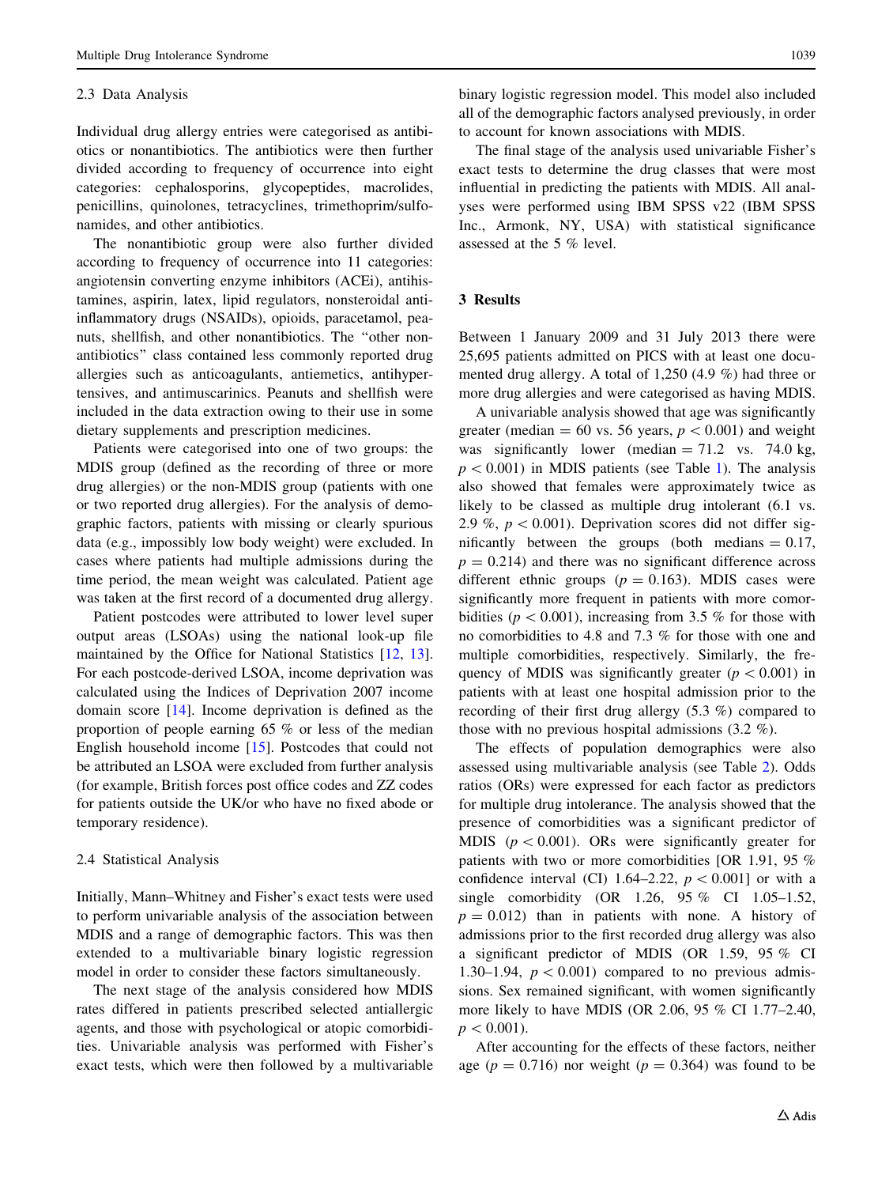### 2.3 Data Analysis

Individual drug allergy entries were categorised as antibiotics or nonantibiotics. The antibiotics were then further divided according to frequency of occurrence into eight categories: cephalosporins, glycopeptides, macrolides, penicillins, quinolones, tetracyclines, trimethoprim/sulfonamides, and other antibiotics.

The nonantibiotic group were also further divided according to frequency of occurrence into 11 categories: angiotensin converting enzyme inhibitors (ACEi), antihistamines, aspirin, latex, lipid regulators, nonsteroidal anti-inflammatory drugs (NSAIDs), opioids, paracetamol, peanuts, shellfish, and other nonantibiotics. The "other nonantibiotics" class contained less commonly reported drug allergies such as anticoagulants, antiemetics, antihypertensives, and antimuscarinics. Peanuts and shellfish were included in the data extraction owing to their use in some dietary supplements and prescription medicines.

Patients were categorised into one of two groups: the MDIS group (defined as the recording of three or more drug allergies) or the non-MDIS group (patients with one or two reported drug allergies). For the analysis of demographic factors, patients with missing or clearly spurious data (e.g., impossibly low body weight) were excluded. In cases where patients had multiple admissions during the time period, the mean weight was calculated. Patient age was taken at the first record of a documented drug allergy.

Patient postcodes were attributed to lower level super output areas (LSOAs) using the national look-up file maintained by the Office for National Statistics [12, 13]. For each postcode-derived LSOA, income deprivation was calculated using the Indices of Deprivation 2007 income domain score [14]. Income deprivation is defined as the proportion of people earning 65 % or less of the median English household income [15]. Postcodes that could not be attributed an LSOA were excluded from further analysis (for example, British forces post office codes and ZZ codes for patients outside the UK/or who have no fixed abode or temporary residence).

### 2.4 Statistical Analysis

Initially, Mann–Whitney and Fisher's exact tests were used to perform univariable analysis of the association between MDIS and a range of demographic factors. This was then extended to a multivariable binary logistic regression model in order to consider these factors simultaneously.

The next stage of the analysis considered how MDIS rates differed in patients prescribed selected antiallergic agents, and those with psychological or atopic comorbidities. Univariable analysis was performed with Fisher's exact tests, which were then followed by a multivariable binary logistic regression model. This model also included all of the demographic factors analysed previously, in order to account for known associations with MDIS.

The final stage of the analysis used univariable Fisher's exact tests to determine the drug classes that were most influential in predicting the patients with MDIS. All analyses were performed using IBM SPSS v22 (IBM SPSS Inc., Armonk, NY, USA) with statistical significance assessed at the 5 % level.

## 3 Results

Between 1 January 2009 and 31 July 2013 there were 25,695 patients admitted on PICS with at least one documented drug allergy. A total of 1,250 (4.9 %) had three or more drug allergies and were categorised as having MDIS.

A univariable analysis showed that age was significantly greater (median = 60 vs. 56 years, $p < 0.001$) and weight was significantly lower (median = 71.2 vs. 74.0 kg, $p < 0.001$) in MDIS patients (see Table 1). The analysis also showed that females were approximately twice as likely to be classed as multiple drug intolerant (6.1 vs. 2.9 %, $p < 0.001$). Deprivation scores did not differ significantly between the groups (both medians = 0.17, $p = 0.214$) and there was no significant difference across different ethnic groups ($p = 0.163$). MDIS cases were significantly more frequent in patients with more comorbidities ($p < 0.001$), increasing from 3.5 % for those with no comorbidities to 4.8 and 7.3 % for those with one and multiple comorbidities, respectively. Similarly, the frequency of MDIS was significantly greater ($p < 0.001$) in patients with at least one hospital admission prior to the recording of their first drug allergy (5.3 %) compared to those with no previous hospital admissions (3.2 %).

The effects of population demographics were also assessed using multivariable analysis (see Table 2). Odds ratios (ORs) were expressed for each factor as predictors for multiple drug intolerance. The analysis showed that the presence of comorbidities was a significant predictor of MDIS ($p < 0.001$). ORs were significantly greater for patients with two or more comorbidities [OR 1.91, 95 % confidence interval (CI) 1.64–2.22, $p < 0.001$] or with a single comorbidity (OR 1.26, 95 % CI 1.05–1.52, $p = 0.012$) than in patients with none. A history of admissions prior to the first recorded drug allergy was also a significant predictor of MDIS (OR 1.59, 95 % CI 1.30–1.94, $p < 0.001$) compared to no previous admissions. Sex remained significant, with women significantly more likely to have MDIS (OR 2.06, 95 % CI 1.77–2.40, $p < 0.001$).

After accounting for the effects of these factors, neither age ($p = 0.716$) nor weight ($p = 0.364$) was found to be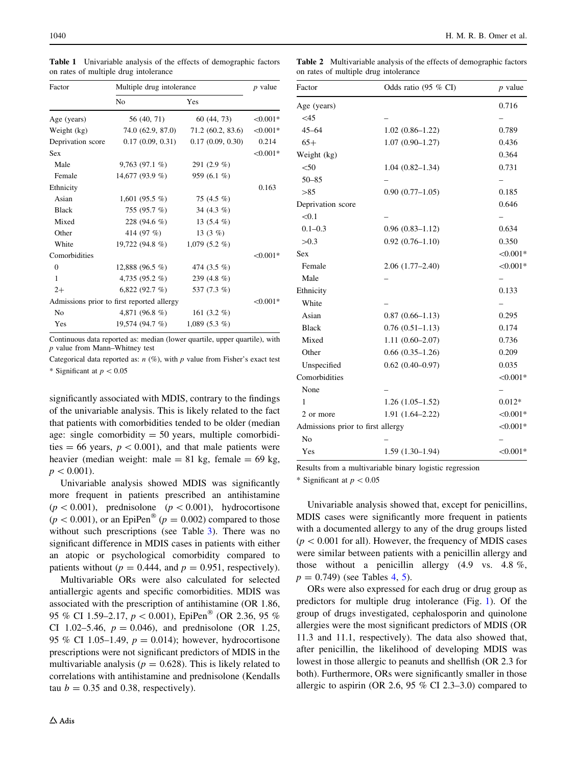**Table 1** Univariable analysis of the effects of demographic factors on rates of multiple drug intolerance

| Factor | Multiple drug intolerance | | p value |
|---|---|---|---|
| | No | Yes | |
| Age (years) | 56 (40, 71) | 60 (44, 73) | <0.001* |
| Weight (kg) | 74.0 (62.9, 87.0) | 71.2 (60.2, 83.6) | <0.001* |
| Deprivation score | 0.17 (0.09, 0.31) | 0.17 (0.09, 0.30) | 0.214 |
| Sex | | | <0.001* |
| Male | 9,763 (97.1 %) | 291 (2.9 %) | |
| Female | 14,677 (93.9 %) | 959 (6.1 %) | |
| Ethnicity | | | 0.163 |
| Asian | 1,601 (95.5 %) | 75 (4.5 %) | |
| Black | 755 (95.7 %) | 34 (4.3 %) | |
| Mixed | 228 (94.6 %) | 13 (5.4 %) | |
| Other | 414 (97 %) | 13 (3 %) | |
| White | 19,722 (94.8 %) | 1,079 (5.2 %) | |
| Comorbidities | | | <0.001* |
| 0 | 12,888 (96.5 %) | 474 (3.5 %) | |
| 1 | 4,735 (95.2 %) | 239 (4.8 %) | |
| 2+ | 6,822 (92.7 %) | 537 (7.3 %) | |
| Admissions prior to first reported allergy | | | <0.001* |
| No | 4,871 (96.8 %) | 161 (3.2 %) | |
| Yes | 19,574 (94.7 %) | 1,089 (5.3 %) | |

Continuous data reported as: median (lower quartile, upper quartile), with $p$ value from Mann–Whitney test

Categorical data reported as: $n$ (%), with $p$ value from Fisher's exact test

\* Significant at $p < 0.05$

significantly associated with MDIS, contrary to the findings of the univariable analysis. This is likely related to the fact that patients with comorbidities tended to be older (median age: single comorbidity = 50 years, multiple comorbidities = 66 years, $p < 0.001$), and that male patients were heavier (median weight: male = 81 kg, female = 69 kg, $p < 0.001$).

Univariable analysis showed MDIS was significantly more frequent in patients prescribed an antihistamine ($p < 0.001$), prednisolone ($p < 0.001$), hydrocortisone ($p < 0.001$), or an EpiPen® ($p = 0.002$) compared to those without such prescriptions (see Table 3). There was no significant difference in MDIS cases in patients with either an atopic or psychological comorbidity compared to patients without ($p = 0.444$, and $p = 0.951$, respectively).

Multivariable ORs were also calculated for selected antiallergic agents and specific comorbidities. MDIS was associated with the prescription of antihistamine (OR 1.86, 95 % CI 1.59–2.17, $p < 0.001$), EpiPen® (OR 2.36, 95 % CI 1.02–5.46, $p = 0.046$), and prednisolone (OR 1.25, 95 % CI 1.05–1.49, $p = 0.014$); however, hydrocortisone prescriptions were not significant predictors of MDIS in the multivariable analysis ($p = 0.628$). This is likely related to correlations with antihistamine and prednisolone (Kendalls tau $b = 0.35$ and 0.38, respectively).

**Table 2** Multivariable analysis of the effects of demographic factors on rates of multiple drug intolerance

| Factor | Odds ratio (95 % CI) | p value |
|---|---|---|
| Age (years) | | 0.716 |
| <45 | – | – |
| 45–64 | 1.02 (0.86–1.22) | 0.789 |
| 65+ | 1.07 (0.90–1.27) | 0.436 |
| Weight (kg) | | 0.364 |
| <50 | 1.04 (0.82–1.34) | 0.731 |
| 50–85 | – | – |
| >85 | 0.90 (0.77–1.05) | 0.185 |
| Deprivation score | | 0.646 |
| <0.1 | – | – |
| 0.1–0.3 | 0.96 (0.83–1.12) | 0.634 |
| >0.3 | 0.92 (0.76–1.10) | 0.350 |
| Sex | | <0.001* |
| Female | 2.06 (1.77–2.40) | <0.001* |
| Male | – | – |
| Ethnicity | | 0.133 |
| White | – | – |
| Asian | 0.87 (0.66–1.13) | 0.295 |
| Black | 0.76 (0.51–1.13) | 0.174 |
| Mixed | 1.11 (0.60–2.07) | 0.736 |
| Other | 0.66 (0.35–1.26) | 0.209 |
| Unspecified | 0.62 (0.40–0.97) | 0.035 |
| Comorbidities | | <0.001* |
| None | – | – |
| 1 | 1.26 (1.05–1.52) | 0.012* |
| 2 or more | 1.91 (1.64–2.22) | <0.001* |
| Admissions prior to first allergy | | <0.001* |
| No | – | – |
| Yes | 1.59 (1.30–1.94) | <0.001* |

Results from a multivariable binary logistic regression

\* Significant at $p < 0.05$

Univariable analysis showed that, except for penicillins, MDIS cases were significantly more frequent in patients with a documented allergy to any of the drug groups listed ($p < 0.001$ for all). However, the frequency of MDIS cases were similar between patients with a penicillin allergy and those without a penicillin allergy (4.9 vs. 4.8 %, $p = 0.749$) (see Tables 4, 5).

ORs were also expressed for each drug or drug group as predictors for multiple drug intolerance (Fig. 1). Of the group of drugs investigated, cephalosporin and quinolone allergies were the most significant predictors of MDIS (OR 11.3 and 11.1, respectively). The data also showed that, after penicillin, the likelihood of developing MDIS was lowest in those allergic to peanuts and shellfish (OR 2.3 for both). Furthermore, ORs were significantly smaller in those allergic to aspirin (OR 2.6, 95 % CI 2.3–3.0) compared to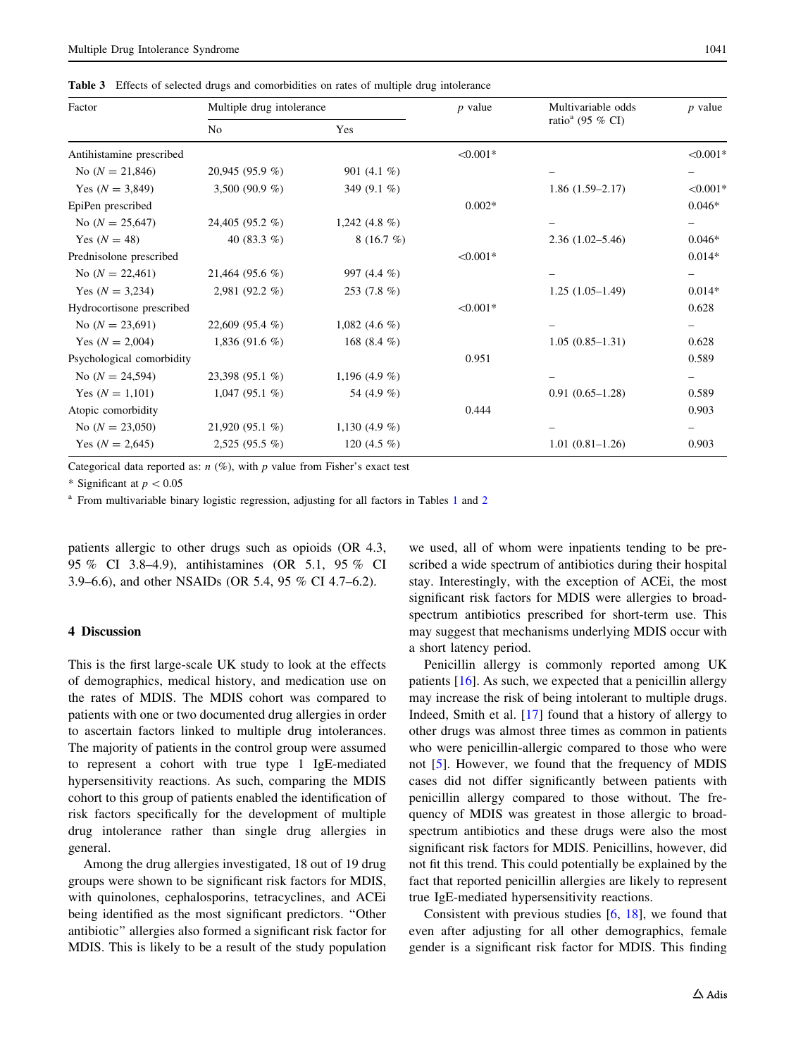**Table 3** Effects of selected drugs and comorbidities on rates of multiple drug intolerance

| Factor | Multiple drug intolerance | | $p$ value | Multivariable odds ratio[a] (95 % CI) | $p$ value |
|---|---|---|---|---|---|
| | No | Yes | | | |
| Antihistamine prescribed | | | <0.001* | | <0.001* |
| No ($N = 21{,}846$) | 20,945 (95.9 %) | 901 (4.1 %) | | – | – |
| Yes ($N = 3{,}849$) | 3,500 (90.9 %) | 349 (9.1 %) | | 1.86 (1.59–2.17) | <0.001* |
| EpiPen prescribed | | | 0.002* | | 0.046* |
| No ($N = 25{,}647$) | 24,405 (95.2 %) | 1,242 (4.8 %) | | – | – |
| Yes ($N = 48$) | 40 (83.3 %) | 8 (16.7 %) | | 2.36 (1.02–5.46) | 0.046* |
| Prednisolone prescribed | | | <0.001* | | 0.014* |
| No ($N = 22{,}461$) | 21,464 (95.6 %) | 997 (4.4 %) | | – | – |
| Yes ($N = 3{,}234$) | 2,981 (92.2 %) | 253 (7.8 %) | | 1.25 (1.05–1.49) | 0.014* |
| Hydrocortisone prescribed | | | <0.001* | | 0.628 |
| No ($N = 23{,}691$) | 22,609 (95.4 %) | 1,082 (4.6 %) | | – | – |
| Yes ($N = 2{,}004$) | 1,836 (91.6 %) | 168 (8.4 %) | | 1.05 (0.85–1.31) | 0.628 |
| Psychological comorbidity | | | 0.951 | | 0.589 |
| No ($N = 24{,}594$) | 23,398 (95.1 %) | 1,196 (4.9 %) | | – | – |
| Yes ($N = 1{,}101$) | 1,047 (95.1 %) | 54 (4.9 %) | | 0.91 (0.65–1.28) | 0.589 |
| Atopic comorbidity | | | 0.444 | | 0.903 |
| No ($N = 23{,}050$) | 21,920 (95.1 %) | 1,130 (4.9 %) | | – | – |
| Yes ($N = 2{,}645$) | 2,525 (95.5 %) | 120 (4.5 %) | | 1.01 (0.81–1.26) | 0.903 |

Categorical data reported as: $n$ (%), with $p$ value from Fisher's exact test

\* Significant at $p < 0.05$

[a] From multivariable binary logistic regression, adjusting for all factors in Tables 1 and 2

patients allergic to other drugs such as opioids (OR 4.3, 95 % CI 3.8–4.9), antihistamines (OR 5.1, 95 % CI 3.9–6.6), and other NSAIDs (OR 5.4, 95 % CI 4.7–6.2).

## 4 Discussion

This is the first large-scale UK study to look at the effects of demographics, medical history, and medication use on the rates of MDIS. The MDIS cohort was compared to patients with one or two documented drug allergies in order to ascertain factors linked to multiple drug intolerances. The majority of patients in the control group were assumed to represent a cohort with true type 1 IgE-mediated hypersensitivity reactions. As such, comparing the MDIS cohort to this group of patients enabled the identification of risk factors specifically for the development of multiple drug intolerance rather than single drug allergies in general.

Among the drug allergies investigated, 18 out of 19 drug groups were shown to be significant risk factors for MDIS, with quinolones, cephalosporins, tetracyclines, and ACEi being identified as the most significant predictors. "Other antibiotic" allergies also formed a significant risk factor for MDIS. This is likely to be a result of the study population we used, all of whom were inpatients tending to be prescribed a wide spectrum of antibiotics during their hospital stay. Interestingly, with the exception of ACEi, the most significant risk factors for MDIS were allergies to broad-spectrum antibiotics prescribed for short-term use. This may suggest that mechanisms underlying MDIS occur with a short latency period.

Penicillin allergy is commonly reported among UK patients [16]. As such, we expected that a penicillin allergy may increase the risk of being intolerant to multiple drugs. Indeed, Smith et al. [17] found that a history of allergy to other drugs was almost three times as common in patients who were penicillin-allergic compared to those who were not [5]. However, we found that the frequency of MDIS cases did not differ significantly between patients with penicillin allergy compared to those without. The frequency of MDIS was greatest in those allergic to broad-spectrum antibiotics and these drugs were also the most significant risk factors for MDIS. Penicillins, however, did not fit this trend. This could potentially be explained by the fact that reported penicillin allergies are likely to represent true IgE-mediated hypersensitivity reactions.

Consistent with previous studies [6, 18], we found that even after adjusting for all other demographics, female gender is a significant risk factor for MDIS. This finding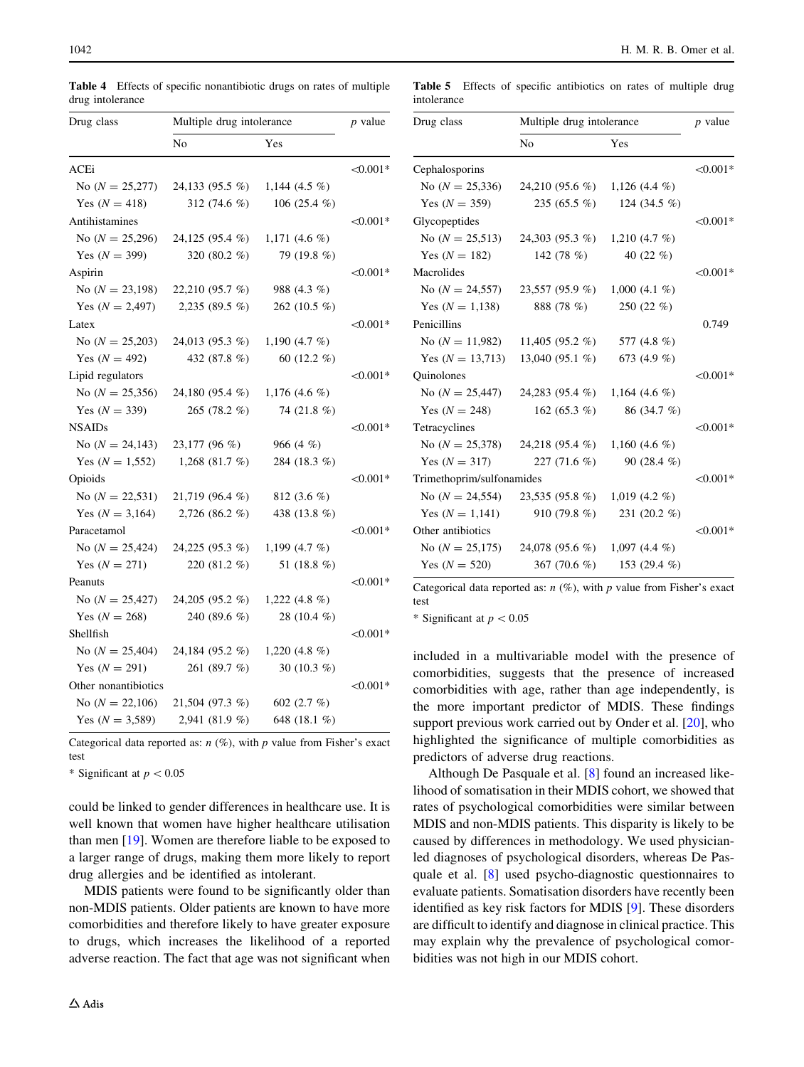**Table 4** Effects of specific nonantibiotic drugs on rates of multiple drug intolerance

| Drug class | Multiple drug intolerance | | *p* value |
|---|---|---|---|
| | No | Yes | |
| ACEi | | | <0.001* |
| No ($N = 25{,}277$) | 24,133 (95.5 %) | 1,144 (4.5 %) | |
| Yes ($N = 418$) | 312 (74.6 %) | 106 (25.4 %) | |
| Antihistamines | | | <0.001* |
| No ($N = 25{,}296$) | 24,125 (95.4 %) | 1,171 (4.6 %) | |
| Yes ($N = 399$) | 320 (80.2 %) | 79 (19.8 %) | |
| Aspirin | | | <0.001* |
| No ($N = 23{,}198$) | 22,210 (95.7 %) | 988 (4.3 %) | |
| Yes ($N = 2{,}497$) | 2,235 (89.5 %) | 262 (10.5 %) | |
| Latex | | | <0.001* |
| No ($N = 25{,}203$) | 24,013 (95.3 %) | 1,190 (4.7 %) | |
| Yes ($N = 492$) | 432 (87.8 %) | 60 (12.2 %) | |
| Lipid regulators | | | <0.001* |
| No ($N = 25{,}356$) | 24,180 (95.4 %) | 1,176 (4.6 %) | |
| Yes ($N = 339$) | 265 (78.2 %) | 74 (21.8 %) | |
| NSAIDs | | | <0.001* |
| No ($N = 24{,}143$) | 23,177 (96 %) | 966 (4 %) | |
| Yes ($N = 1{,}552$) | 1,268 (81.7 %) | 284 (18.3 %) | |
| Opioids | | | <0.001* |
| No ($N = 22{,}531$) | 21,719 (96.4 %) | 812 (3.6 %) | |
| Yes ($N = 3{,}164$) | 2,726 (86.2 %) | 438 (13.8 %) | |
| Paracetamol | | | <0.001* |
| No ($N = 25{,}424$) | 24,225 (95.3 %) | 1,199 (4.7 %) | |
| Yes ($N = 271$) | 220 (81.2 %) | 51 (18.8 %) | |
| Peanuts | | | <0.001* |
| No ($N = 25{,}427$) | 24,205 (95.2 %) | 1,222 (4.8 %) | |
| Yes ($N = 268$) | 240 (89.6 %) | 28 (10.4 %) | |
| Shellfish | | | <0.001* |
| No ($N = 25{,}404$) | 24,184 (95.2 %) | 1,220 (4.8 %) | |
| Yes ($N = 291$) | 261 (89.7 %) | 30 (10.3 %) | |
| Other nonantibiotics | | | <0.001* |
| No ($N = 22{,}106$) | 21,504 (97.3 %) | 602 (2.7 %) | |
| Yes ($N = 3{,}589$) | 2,941 (81.9 %) | 648 (18.1 %) | |

Categorical data reported as: *n* (%), with *p* value from Fisher's exact test

\* Significant at $p < 0.05$

**Table 5** Effects of specific antibiotics on rates of multiple drug intolerance

| Drug class | Multiple drug intolerance | | *p* value |
|---|---|---|---|
| | No | Yes | |
| Cephalosporins | | | <0.001* |
| No ($N = 25{,}336$) | 24,210 (95.6 %) | 1,126 (4.4 %) | |
| Yes ($N = 359$) | 235 (65.5 %) | 124 (34.5 %) | |
| Glycopeptides | | | <0.001* |
| No ($N = 25{,}513$) | 24,303 (95.3 %) | 1,210 (4.7 %) | |
| Yes ($N = 182$) | 142 (78 %) | 40 (22 %) | |
| Macrolides | | | <0.001* |
| No ($N = 24{,}557$) | 23,557 (95.9 %) | 1,000 (4.1 %) | |
| Yes ($N = 1{,}138$) | 888 (78 %) | 250 (22 %) | |
| Penicillins | | | 0.749 |
| No ($N = 11{,}982$) | 11,405 (95.2 %) | 577 (4.8 %) | |
| Yes ($N = 13{,}713$) | 13,040 (95.1 %) | 673 (4.9 %) | |
| Quinolones | | | <0.001* |
| No ($N = 25{,}447$) | 24,283 (95.4 %) | 1,164 (4.6 %) | |
| Yes ($N = 248$) | 162 (65.3 %) | 86 (34.7 %) | |
| Tetracyclines | | | <0.001* |
| No ($N = 25{,}378$) | 24,218 (95.4 %) | 1,160 (4.6 %) | |
| Yes ($N = 317$) | 227 (71.6 %) | 90 (28.4 %) | |
| Trimethoprim/sulfonamides | | | <0.001* |
| No ($N = 24{,}554$) | 23,535 (95.8 %) | 1,019 (4.2 %) | |
| Yes ($N = 1{,}141$) | 910 (79.8 %) | 231 (20.2 %) | |
| Other antibiotics | | | <0.001* |
| No ($N = 25{,}175$) | 24,078 (95.6 %) | 1,097 (4.4 %) | |
| Yes ($N = 520$) | 367 (70.6 %) | 153 (29.4 %) | |

Categorical data reported as: *n* (%), with *p* value from Fisher's exact test

\* Significant at $p < 0.05$

could be linked to gender differences in healthcare use. It is well known that women have higher healthcare utilisation than men [19]. Women are therefore liable to be exposed to a larger range of drugs, making them more likely to report drug allergies and be identified as intolerant.

MDIS patients were found to be significantly older than non-MDIS patients. Older patients are known to have more comorbidities and therefore likely to have greater exposure to drugs, which increases the likelihood of a reported adverse reaction. The fact that age was not significant when included in a multivariable model with the presence of comorbidities, suggests that the presence of increased comorbidities with age, rather than age independently, is the more important predictor of MDIS. These findings support previous work carried out by Onder et al. [20], who highlighted the significance of multiple comorbidities as predictors of adverse drug reactions.

Although De Pasquale et al. [8] found an increased likelihood of somatisation in their MDIS cohort, we showed that rates of psychological comorbidities were similar between MDIS and non-MDIS patients. This disparity is likely to be caused by differences in methodology. We used physician-led diagnoses of psychological disorders, whereas De Pasquale et al. [8] used psycho-diagnostic questionnaires to evaluate patients. Somatisation disorders have recently been identified as key risk factors for MDIS [9]. These disorders are difficult to identify and diagnose in clinical practice. This may explain why the prevalence of psychological comorbidities was not high in our MDIS cohort.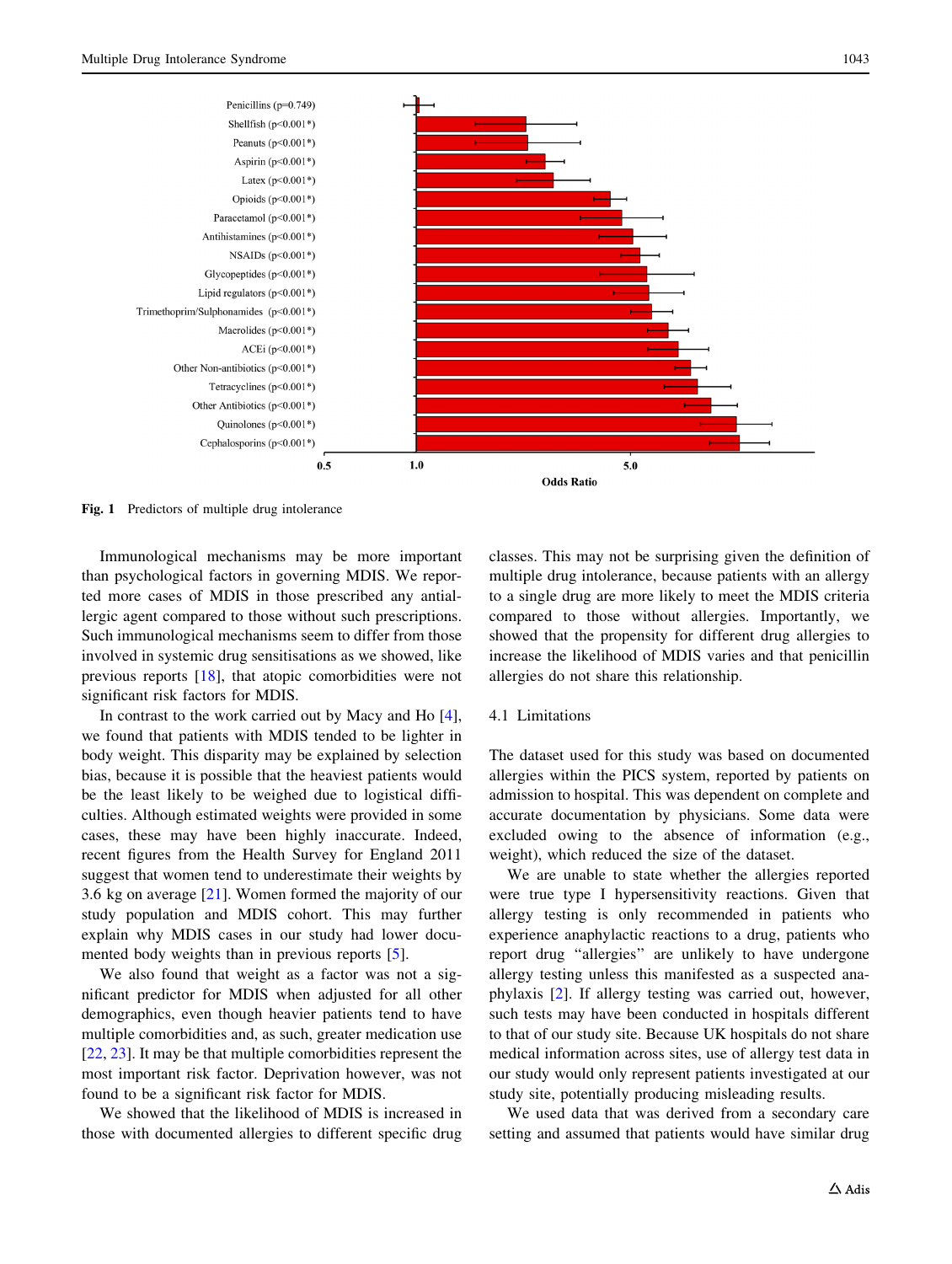**Fig. 1** Predictors of multiple drug intolerance

Immunological mechanisms may be more important than psychological factors in governing MDIS. We reported more cases of MDIS in those prescribed any antiallergic agent compared to those without such prescriptions. Such immunological mechanisms seem to differ from those involved in systemic drug sensitisations as we showed, like previous reports [18], that atopic comorbidities were not significant risk factors for MDIS.

In contrast to the work carried out by Macy and Ho [4], we found that patients with MDIS tended to be lighter in body weight. This disparity may be explained by selection bias, because it is possible that the heaviest patients would be the least likely to be weighed due to logistical difficulties. Although estimated weights were provided in some cases, these may have been highly inaccurate. Indeed, recent figures from the Health Survey for England 2011 suggest that women tend to underestimate their weights by 3.6 kg on average [21]. Women formed the majority of our study population and MDIS cohort. This may further explain why MDIS cases in our study had lower documented body weights than in previous reports [5].

We also found that weight as a factor was not a significant predictor for MDIS when adjusted for all other demographics, even though heavier patients tend to have multiple comorbidities and, as such, greater medication use [22, 23]. It may be that multiple comorbidities represent the most important risk factor. Deprivation however, was not found to be a significant risk factor for MDIS.

We showed that the likelihood of MDIS is increased in those with documented allergies to different specific drug classes. This may not be surprising given the definition of multiple drug intolerance, because patients with an allergy to a single drug are more likely to meet the MDIS criteria compared to those without allergies. Importantly, we showed that the propensity for different drug allergies to increase the likelihood of MDIS varies and that penicillin allergies do not share this relationship.

### 4.1 Limitations

The dataset used for this study was based on documented allergies within the PICS system, reported by patients on admission to hospital. This was dependent on complete and accurate documentation by physicians. Some data were excluded owing to the absence of information (e.g., weight), which reduced the size of the dataset.

We are unable to state whether the allergies reported were true type I hypersensitivity reactions. Given that allergy testing is only recommended in patients who experience anaphylactic reactions to a drug, patients who report drug "allergies" are unlikely to have undergone allergy testing unless this manifested as a suspected anaphylaxis [2]. If allergy testing was carried out, however, such tests may have been conducted in hospitals different to that of our study site. Because UK hospitals do not share medical information across sites, use of allergy test data in our study would only represent patients investigated at our study site, potentially producing misleading results.

We used data that was derived from a secondary care setting and assumed that patients would have similar drug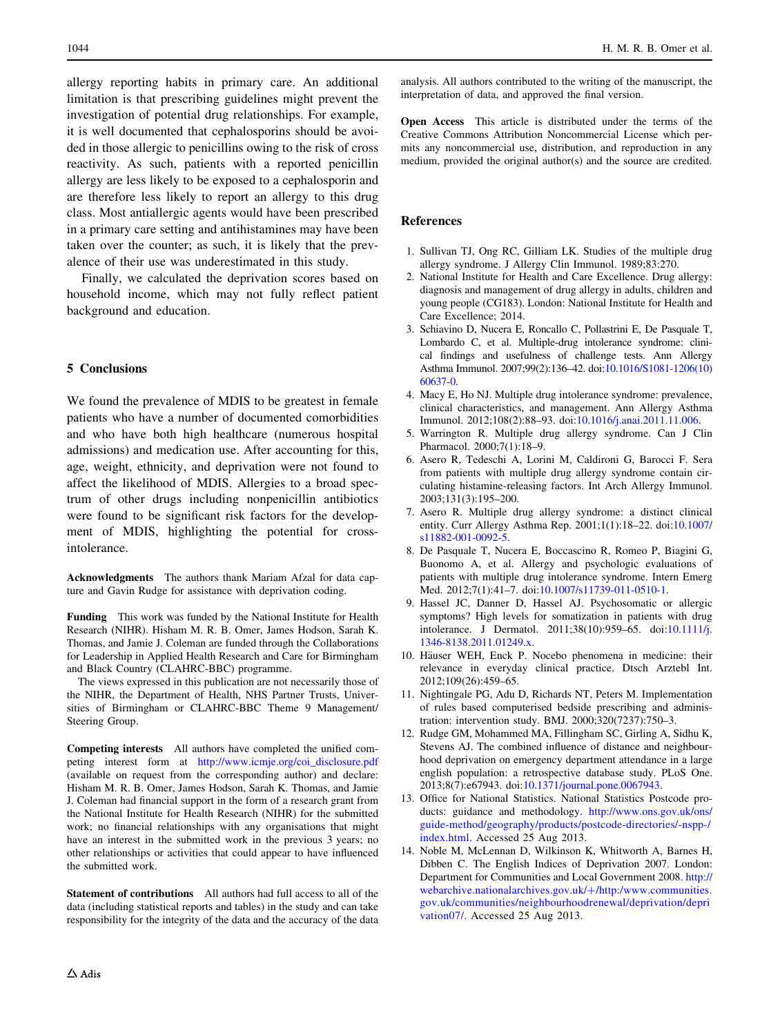allergy reporting habits in primary care. An additional limitation is that prescribing guidelines might prevent the investigation of potential drug relationships. For example, it is well documented that cephalosporins should be avoided in those allergic to penicillins owing to the risk of cross reactivity. As such, patients with a reported penicillin allergy are less likely to be exposed to a cephalosporin and are therefore less likely to report an allergy to this drug class. Most antiallergic agents would have been prescribed in a primary care setting and antihistamines may have been taken over the counter; as such, it is likely that the prevalence of their use was underestimated in this study.

Finally, we calculated the deprivation scores based on household income, which may not fully reflect patient background and education.

## 5 Conclusions

We found the prevalence of MDIS to be greatest in female patients who have a number of documented comorbidities and who have both high healthcare (numerous hospital admissions) and medication use. After accounting for this, age, weight, ethnicity, and deprivation were not found to affect the likelihood of MDIS. Allergies to a broad spectrum of other drugs including nonpenicillin antibiotics were found to be significant risk factors for the development of MDIS, highlighting the potential for cross-intolerance.

**Acknowledgments** The authors thank Mariam Afzal for data capture and Gavin Rudge for assistance with deprivation coding.

**Funding** This work was funded by the National Institute for Health Research (NIHR). Hisham M. R. B. Omer, James Hodson, Sarah K. Thomas, and Jamie J. Coleman are funded through the Collaborations for Leadership in Applied Health Research and Care for Birmingham and Black Country (CLAHRC-BBC) programme.

The views expressed in this publication are not necessarily those of the NIHR, the Department of Health, NHS Partner Trusts, Universities of Birmingham or CLAHRC-BBC Theme 9 Management/Steering Group.

**Competing interests** All authors have completed the unified competing interest form at http://www.icmje.org/coi_disclosure.pdf (available on request from the corresponding author) and declare: Hisham M. R. B. Omer, James Hodson, Sarah K. Thomas, and Jamie J. Coleman had financial support in the form of a research grant from the National Institute for Health Research (NIHR) for the submitted work; no financial relationships with any organisations that might have an interest in the submitted work in the previous 3 years; no other relationships or activities that could appear to have influenced the submitted work.

**Statement of contributions** All authors had full access to all of the data (including statistical reports and tables) in the study and can take responsibility for the integrity of the data and the accuracy of the data analysis. All authors contributed to the writing of the manuscript, the interpretation of data, and approved the final version.

**Open Access** This article is distributed under the terms of the Creative Commons Attribution Noncommercial License which permits any noncommercial use, distribution, and reproduction in any medium, provided the original author(s) and the source are credited.

## References

1. Sullivan TJ, Ong RC, Gilliam LK. Studies of the multiple drug allergy syndrome. J Allergy Clin Immunol. 1989;83:270.
2. National Institute for Health and Care Excellence. Drug allergy: diagnosis and management of drug allergy in adults, children and young people (CG183). London: National Institute for Health and Care Excellence; 2014.
3. Schiavino D, Nucera E, Roncallo C, Pollastrini E, De Pasquale T, Lombardo C, et al. Multiple-drug intolerance syndrome: clinical findings and usefulness of challenge tests. Ann Allergy Asthma Immunol. 2007;99(2):136–42. doi:10.1016/S1081-1206(10)60637-0.
4. Macy E, Ho NJ. Multiple drug intolerance syndrome: prevalence, clinical characteristics, and management. Ann Allergy Asthma Immunol. 2012;108(2):88–93. doi:10.1016/j.anai.2011.11.006.
5. Warrington R. Multiple drug allergy syndrome. Can J Clin Pharmacol. 2000;7(1):18–9.
6. Asero R, Tedeschi A, Lorini M, Caldironi G, Barocci F. Sera from patients with multiple drug allergy syndrome contain circulating histamine-releasing factors. Int Arch Allergy Immunol. 2003;131(3):195–200.
7. Asero R. Multiple drug allergy syndrome: a distinct clinical entity. Curr Allergy Asthma Rep. 2001;1(1):18–22. doi:10.1007/s11882-001-0092-5.
8. De Pasquale T, Nucera E, Boccascino R, Romeo P, Biagini G, Buonomo A, et al. Allergy and psychologic evaluations of patients with multiple drug intolerance syndrome. Intern Emerg Med. 2012;7(1):41–7. doi:10.1007/s11739-011-0510-1.
9. Hassel JC, Danner D, Hassel AJ. Psychosomatic or allergic symptoms? High levels for somatization in patients with drug intolerance. J Dermatol. 2011;38(10):959–65. doi:10.1111/j.1346-8138.2011.01249.x.
10. Häuser WEH, Enck P. Nocebo phenomena in medicine: their relevance in everyday clinical practice. Dtsch Arztebl Int. 2012;109(26):459–65.
11. Nightingale PG, Adu D, Richards NT, Peters M. Implementation of rules based computerised bedside prescribing and administration: intervention study. BMJ. 2000;320(7237):750–3.
12. Rudge GM, Mohammed MA, Fillingham SC, Girling A, Sidhu K, Stevens AJ. The combined influence of distance and neighbourhood deprivation on emergency department attendance in a large english population: a retrospective database study. PLoS One. 2013;8(7):e67943. doi:10.1371/journal.pone.0067943.
13. Office for National Statistics. National Statistics Postcode products: guidance and methodology. http://www.ons.gov.uk/ons/guide-method/geography/products/postcode-directories/-nspp-/index.html. Accessed 25 Aug 2013.
14. Noble M, McLennan D, Wilkinson K, Whitworth A, Barnes H, Dibben C. The English Indices of Deprivation 2007. London: Department for Communities and Local Government 2008. http://webarchive.nationalarchives.gov.uk/+/http:/www.communities.gov.uk/communities/neighbourhoodrenewal/deprivation/deprivation07/. Accessed 25 Aug 2013.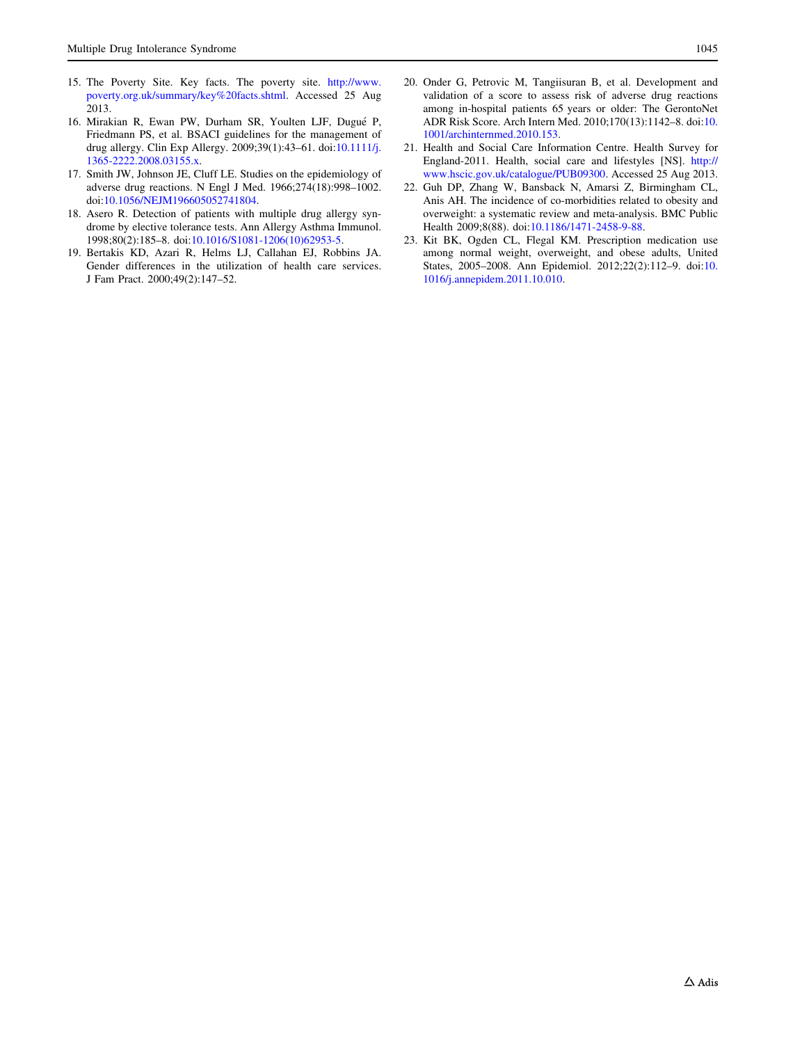15. The Poverty Site. Key facts. The poverty site. http://www.poverty.org.uk/summary/key%20facts.shtml. Accessed 25 Aug 2013.
16. Mirakian R, Ewan PW, Durham SR, Youlten LJF, Dugué P, Friedmann PS, et al. BSACI guidelines for the management of drug allergy. Clin Exp Allergy. 2009;39(1):43–61. doi:10.1111/j.1365-2222.2008.03155.x.
17. Smith JW, Johnson JE, Cluff LE. Studies on the epidemiology of adverse drug reactions. N Engl J Med. 1966;274(18):998–1002. doi:10.1056/NEJM196605052741804.
18. Asero R. Detection of patients with multiple drug allergy syndrome by elective tolerance tests. Ann Allergy Asthma Immunol. 1998;80(2):185–8. doi:10.1016/S1081-1206(10)62953-5.
19. Bertakis KD, Azari R, Helms LJ, Callahan EJ, Robbins JA. Gender differences in the utilization of health care services. J Fam Pract. 2000;49(2):147–52.
20. Onder G, Petrovic M, Tangiisuran B, et al. Development and validation of a score to assess risk of adverse drug reactions among in-hospital patients 65 years or older: The GerontoNet ADR Risk Score. Arch Intern Med. 2010;170(13):1142–8. doi:10.1001/archinternmed.2010.153.
21. Health and Social Care Information Centre. Health Survey for England-2011. Health, social care and lifestyles [NS]. http://www.hscic.gov.uk/catalogue/PUB09300. Accessed 25 Aug 2013.
22. Guh DP, Zhang W, Bansback N, Amarsi Z, Birmingham CL, Anis AH. The incidence of co-morbidities related to obesity and overweight: a systematic review and meta-analysis. BMC Public Health 2009;8(88). doi:10.1186/1471-2458-9-88.
23. Kit BK, Ogden CL, Flegal KM. Prescription medication use among normal weight, overweight, and obese adults, United States, 2005–2008. Ann Epidemiol. 2012;22(2):112–9. doi:10.1016/j.annepidem.2011.10.010.